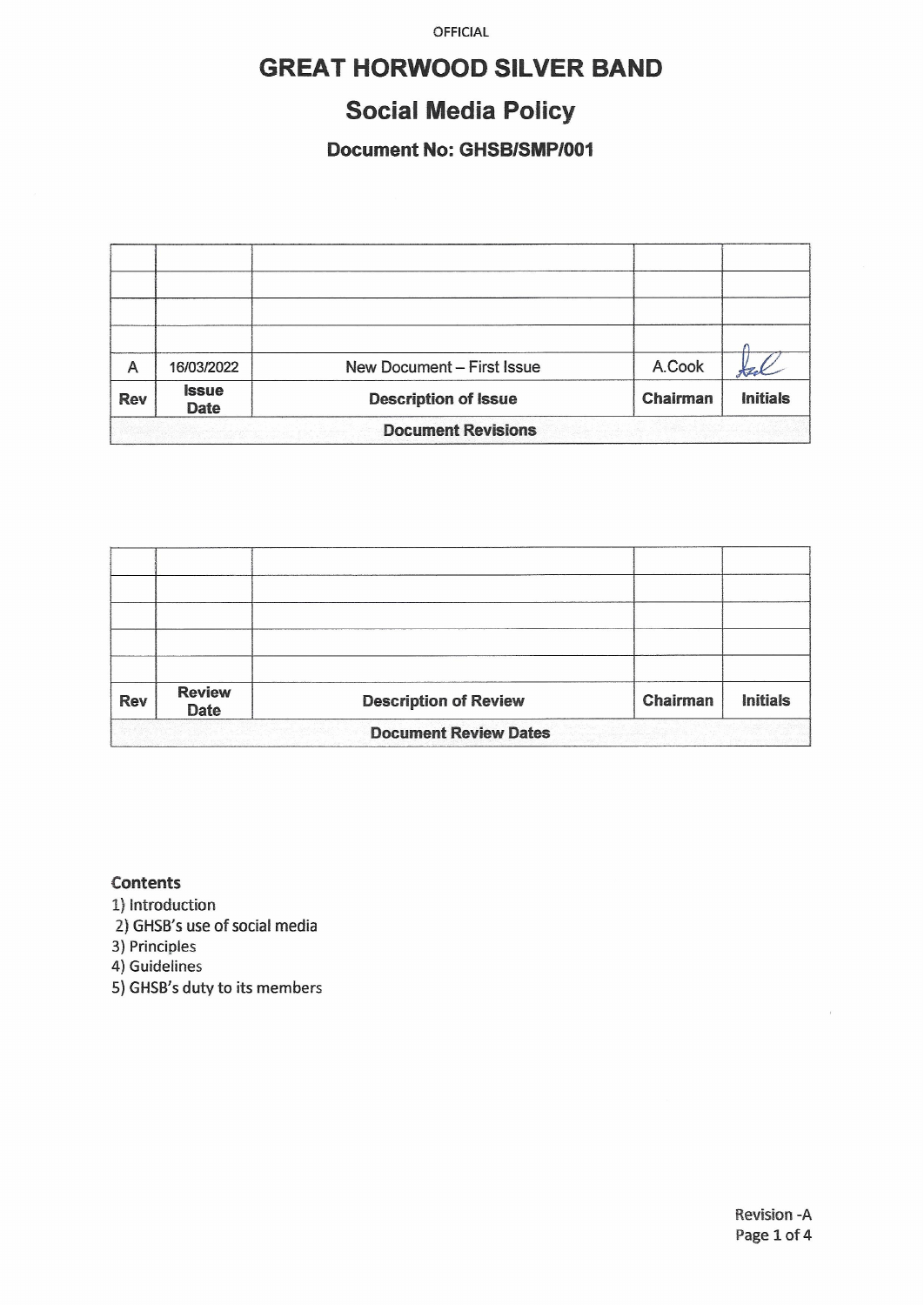OFFICIAL

# GREAT HORWOOD SILVER BAND

## Social Media Policy

### Document No: GHSB/SMP/001

| | | | | |
|---|---|---|---|---|
| | | | | |
| | | | | |
| | | | | |
| | | | | |
| A | 16/03/2022 | New Document – First Issue | A.Cook | |
| **Rev** | **Issue Date** | **Description of Issue** | **Chairman** | **Initials** |
| **Document Revisions** | | | | |

| | | | | |
|---|---|---|---|---|
| | | | | |
| | | | | |
| | | | | |
| | | | | |
| | | | | |
| **Rev** | **Review Date** | **Description of Review** | **Chairman** | **Initials** |
| **Document Review Dates** | | | | |

**Contents**

1) Introduction
2) GHSB's use of social media
3) Principles
4) Guidelines
5) GHSB's duty to its members

Revision -A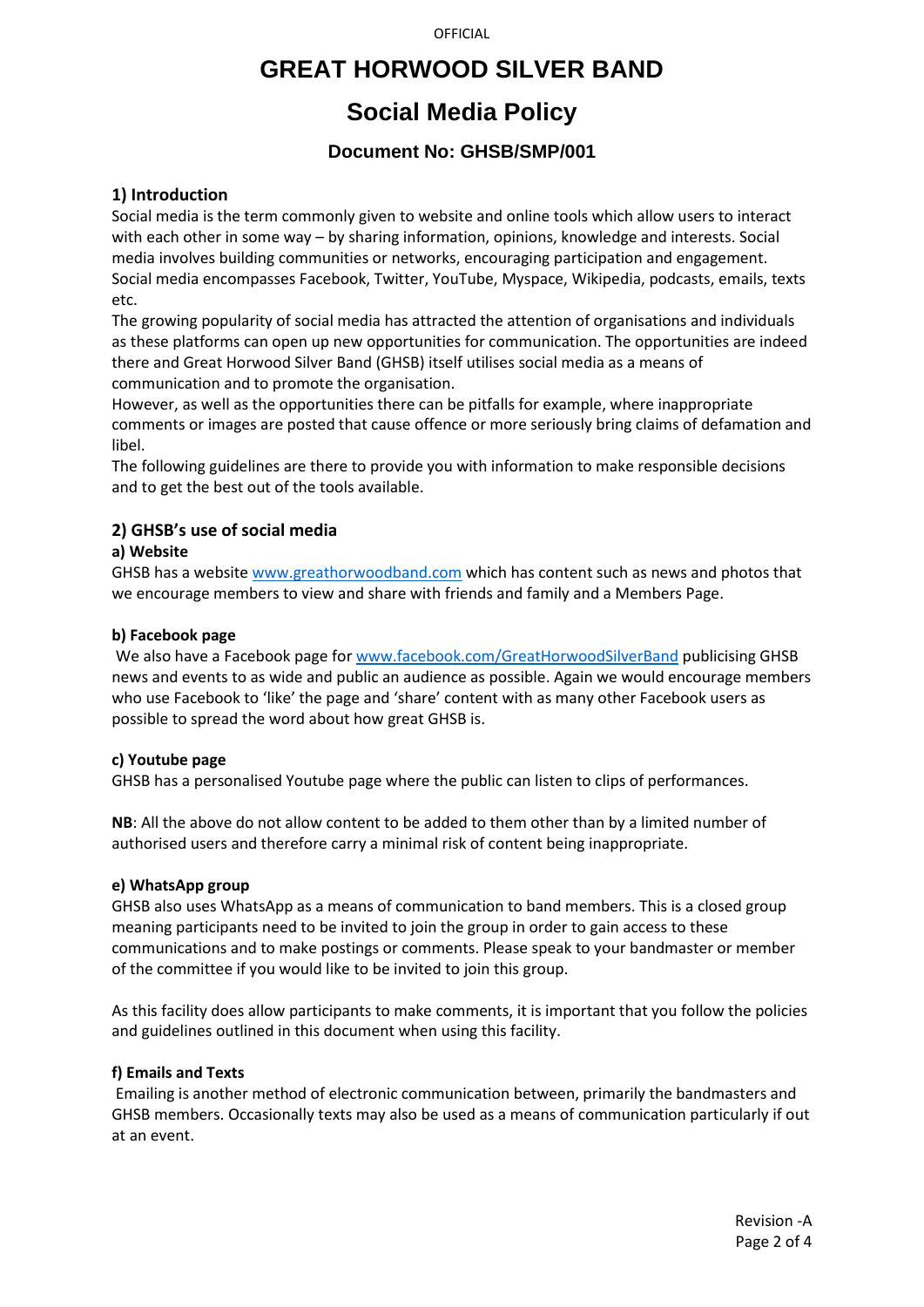# GREAT HORWOOD SILVER BAND

# Social Media Policy

### Document No: GHSB/SMP/001

## 1) Introduction

Social media is the term commonly given to website and online tools which allow users to interact with each other in some way – by sharing information, opinions, knowledge and interests. Social media involves building communities or networks, encouraging participation and engagement. Social media encompasses Facebook, Twitter, YouTube, Myspace, Wikipedia, podcasts, emails, texts etc.

The growing popularity of social media has attracted the attention of organisations and individuals as these platforms can open up new opportunities for communication. The opportunities are indeed there and Great Horwood Silver Band (GHSB) itself utilises social media as a means of communication and to promote the organisation.

However, as well as the opportunities there can be pitfalls for example, where inappropriate comments or images are posted that cause offence or more seriously bring claims of defamation and libel.

The following guidelines are there to provide you with information to make responsible decisions and to get the best out of the tools available.

## 2) GHSB's use of social media

### a) Website

GHSB has a website [www.greathorwoodband.com](www.greathorwoodband.com) which has content such as news and photos that we encourage members to view and share with friends and family and a Members Page.

### b) Facebook page

We also have a Facebook page for [www.facebook.com/GreatHorwoodSilverBand](www.facebook.com/GreatHorwoodSilverBand) publicising GHSB news and events to as wide and public an audience as possible. Again we would encourage members who use Facebook to 'like' the page and 'share' content with as many other Facebook users as possible to spread the word about how great GHSB is.

### c) Youtube page

GHSB has a personalised Youtube page where the public can listen to clips of performances.

**NB**: All the above do not allow content to be added to them other than by a limited number of authorised users and therefore carry a minimal risk of content being inappropriate.

### e) WhatsApp group

GHSB also uses WhatsApp as a means of communication to band members. This is a closed group meaning participants need to be invited to join the group in order to gain access to these communications and to make postings or comments. Please speak to your bandmaster or member of the committee if you would like to be invited to join this group.

As this facility does allow participants to make comments, it is important that you follow the policies and guidelines outlined in this document when using this facility.

### f) Emails and Texts

Emailing is another method of electronic communication between, primarily the bandmasters and GHSB members. Occasionally texts may also be used as a means of communication particularly if out at an event.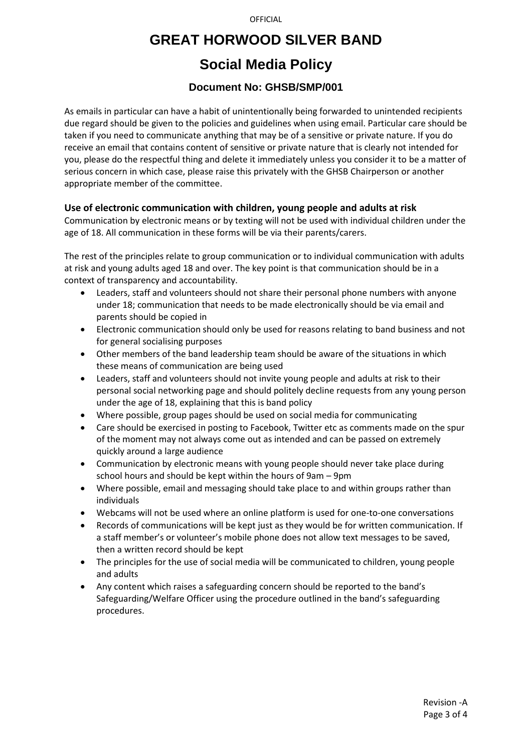As emails in particular can have a habit of unintentionally being forwarded to unintended recipients due regard should be given to the policies and guidelines when using email. Particular care should be taken if you need to communicate anything that may be of a sensitive or private nature. If you do receive an email that contains content of sensitive or private nature that is clearly not intended for you, please do the respectful thing and delete it immediately unless you consider it to be a matter of serious concern in which case, please raise this privately with the GHSB Chairperson or another appropriate member of the committee.

### Use of electronic communication with children, young people and adults at risk

Communication by electronic means or by texting will not be used with individual children under the age of 18. All communication in these forms will be via their parents/carers.

The rest of the principles relate to group communication or to individual communication with adults at risk and young adults aged 18 and over. The key point is that communication should be in a context of transparency and accountability.

- Leaders, staff and volunteers should not share their personal phone numbers with anyone under 18; communication that needs to be made electronically should be via email and parents should be copied in
- Electronic communication should only be used for reasons relating to band business and not for general socialising purposes
- Other members of the band leadership team should be aware of the situations in which these means of communication are being used
- Leaders, staff and volunteers should not invite young people and adults at risk to their personal social networking page and should politely decline requests from any young person under the age of 18, explaining that this is band policy
- Where possible, group pages should be used on social media for communicating
- Care should be exercised in posting to Facebook, Twitter etc as comments made on the spur of the moment may not always come out as intended and can be passed on extremely quickly around a large audience
- Communication by electronic means with young people should never take place during school hours and should be kept within the hours of 9am – 9pm
- Where possible, email and messaging should take place to and within groups rather than individuals
- Webcams will not be used where an online platform is used for one-to-one conversations
- Records of communications will be kept just as they would be for written communication. If a staff member's or volunteer's mobile phone does not allow text messages to be saved, then a written record should be kept
- The principles for the use of social media will be communicated to children, young people and adults
- Any content which raises a safeguarding concern should be reported to the band's Safeguarding/Welfare Officer using the procedure outlined in the band's safeguarding procedures.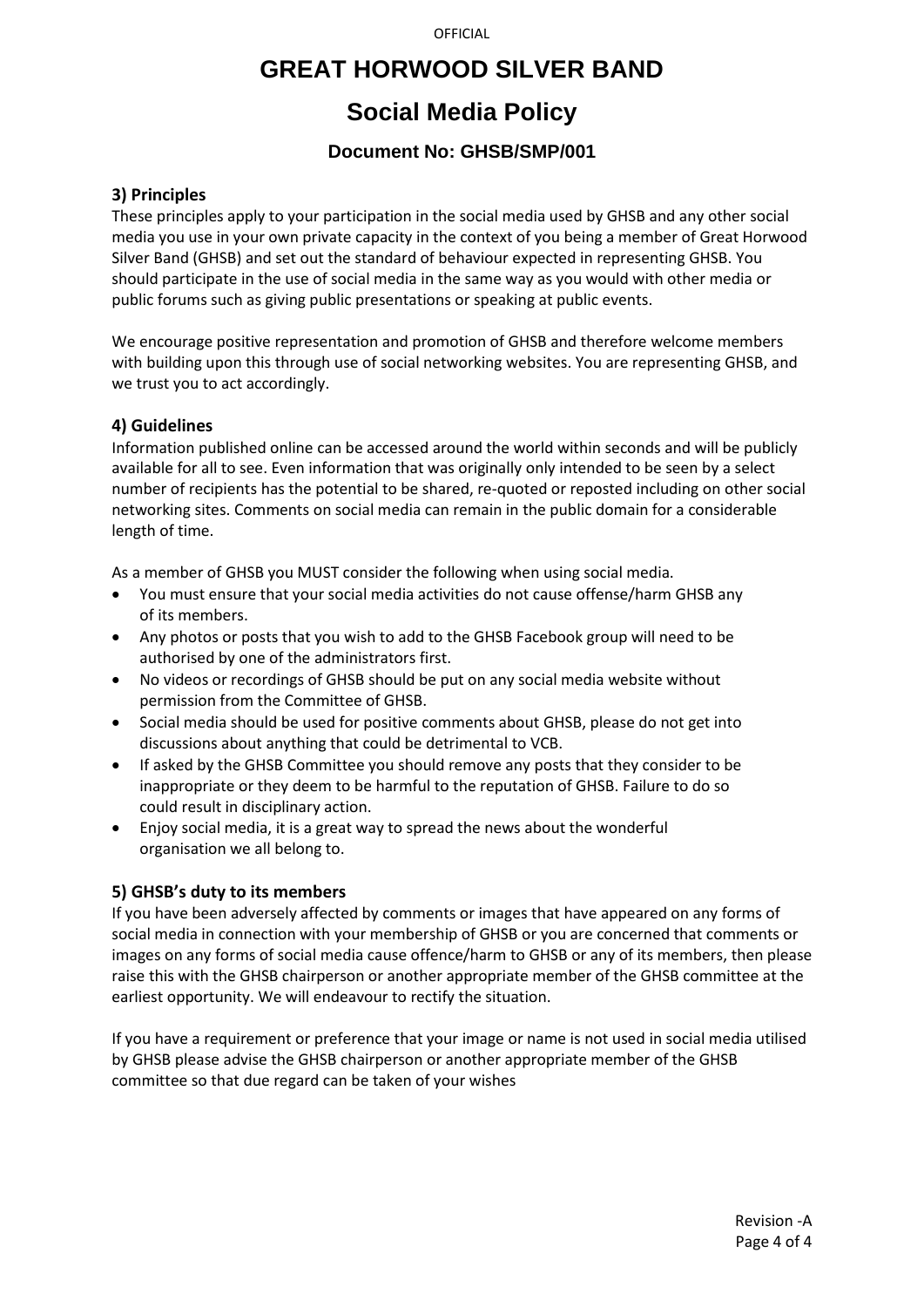# GREAT HORWOOD SILVER BAND

## Social Media Policy

### Document No: GHSB/SMP/001

**3) Principles**

These principles apply to your participation in the social media used by GHSB and any other social media you use in your own private capacity in the context of you being a member of Great Horwood Silver Band (GHSB) and set out the standard of behaviour expected in representing GHSB. You should participate in the use of social media in the same way as you would with other media or public forums such as giving public presentations or speaking at public events.

We encourage positive representation and promotion of GHSB and therefore welcome members with building upon this through use of social networking websites. You are representing GHSB, and we trust you to act accordingly.

**4) Guidelines**

Information published online can be accessed around the world within seconds and will be publicly available for all to see. Even information that was originally only intended to be seen by a select number of recipients has the potential to be shared, re-quoted or reposted including on other social networking sites. Comments on social media can remain in the public domain for a considerable length of time.

As a member of GHSB you MUST consider the following when using social media.

- You must ensure that your social media activities do not cause offense/harm GHSB any of its members.
- Any photos or posts that you wish to add to the GHSB Facebook group will need to be authorised by one of the administrators first.
- No videos or recordings of GHSB should be put on any social media website without permission from the Committee of GHSB.
- Social media should be used for positive comments about GHSB, please do not get into discussions about anything that could be detrimental to VCB.
- If asked by the GHSB Committee you should remove any posts that they consider to be inappropriate or they deem to be harmful to the reputation of GHSB. Failure to do so could result in disciplinary action.
- Enjoy social media, it is a great way to spread the news about the wonderful organisation we all belong to.

**5) GHSB's duty to its members**

If you have been adversely affected by comments or images that have appeared on any forms of social media in connection with your membership of GHSB or you are concerned that comments or images on any forms of social media cause offence/harm to GHSB or any of its members, then please raise this with the GHSB chairperson or another appropriate member of the GHSB committee at the earliest opportunity. We will endeavour to rectify the situation.

If you have a requirement or preference that your image or name is not used in social media utilised by GHSB please advise the GHSB chairperson or another appropriate member of the GHSB committee so that due regard can be taken of your wishes

Revision -A